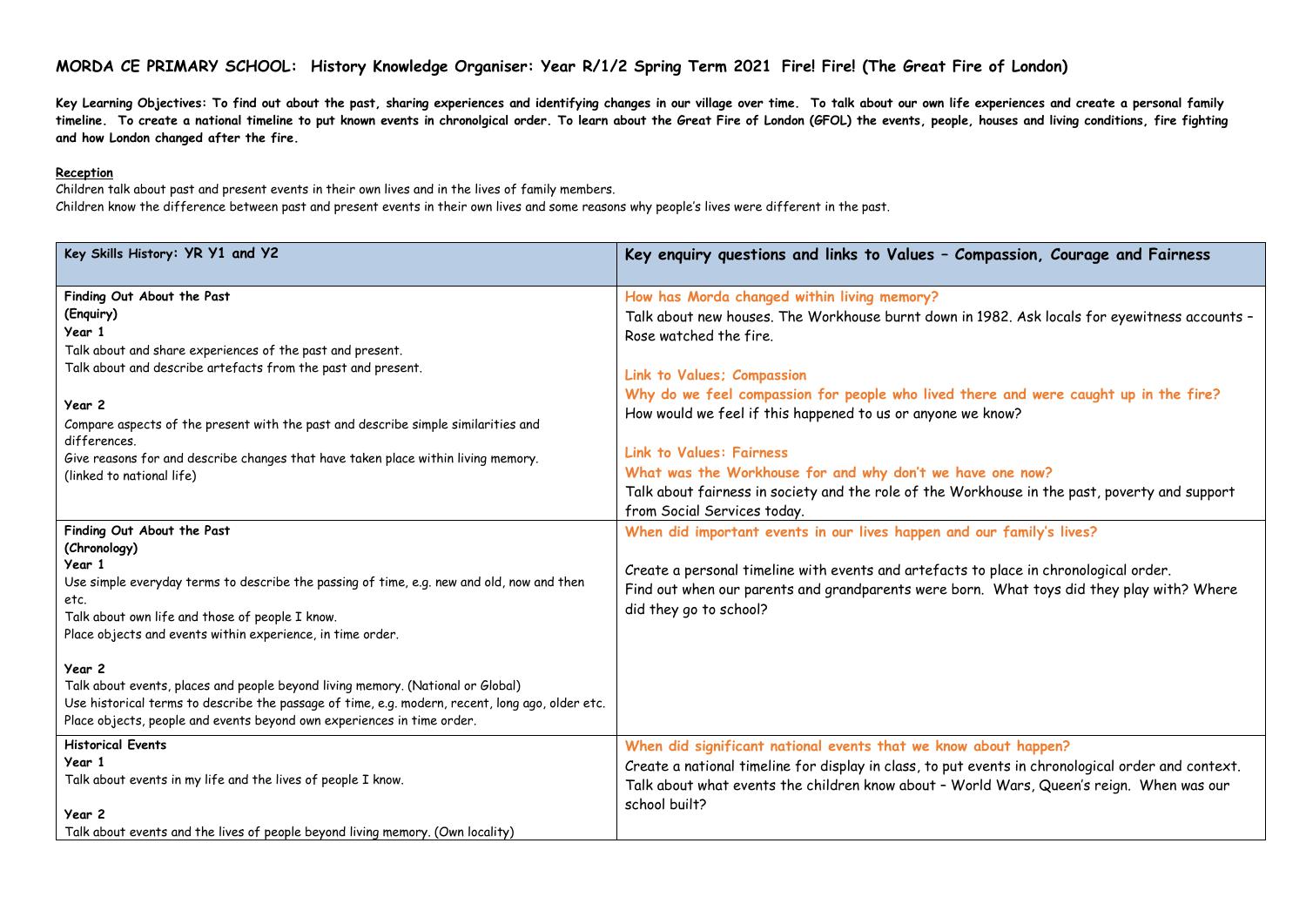# MORDA CE PRIMARY SCHOOL: History Knowledge Organiser: Year R/1/2 Spring Term 2021 Fire! Fire! (The Great Fire of London)

**Key Learning Objectives: To find out about the past, sharing experiences and identifying changes in our village over time. To talk about our own life experiences and create a personal family timeline. To create a national timeline to put known events in chronolgical order. To learn about the Great Fire of London (GFOL) the events, people, houses and living conditions, fire fighting and how London changed after the fire.**

**Reception**

Children talk about past and present events in their own lives and in the lives of family members.
Children know the difference between past and present events in their own lives and some reasons why people's lives were different in the past.

| Key Skills History: YR Y1 and Y2 | Key enquiry questions and links to Values – Compassion, Courage and Fairness |
|---|---|
| **Finding Out About the Past**<br>**(Enquiry)**<br>**Year 1**<br>Talk about and share experiences of the past and present.<br>Talk about and describe artefacts from the past and present.<br><br>**Year 2**<br>Compare aspects of the present with the past and describe simple similarities and differences.<br>Give reasons for and describe changes that have taken place within living memory.<br>(linked to national life) | **How has Morda changed within living memory?**<br>Talk about new houses. The Workhouse burnt down in 1982. Ask locals for eyewitness accounts – Rose watched the fire.<br><br>**Link to Values; Compassion**<br>**Why do we feel compassion for people who lived there and were caught up in the fire?**<br>How would we feel if this happened to us or anyone we know?<br><br>**Link to Values: Fairness**<br>**What was the Workhouse for and why don't we have one now?**<br>Talk about fairness in society and the role of the Workhouse in the past, poverty and support from Social Services today. |
| **Finding Out About the Past**<br>**(Chronology)**<br>**Year 1**<br>Use simple everyday terms to describe the passing of time, e.g. new and old, now and then etc.<br>Talk about own life and those of people I know.<br>Place objects and events within experience, in time order.<br><br>**Year 2**<br>Talk about events, places and people beyond living memory. (National or Global)<br>Use historical terms to describe the passage of time, e.g. modern, recent, long ago, older etc.<br>Place objects, people and events beyond own experiences in time order. | **When did important events in our lives happen and our family's lives?**<br><br>Create a personal timeline with events and artefacts to place in chronological order.<br>Find out when our parents and grandparents were born. What toys did they play with? Where did they go to school? |
| **Historical Events**<br>**Year 1**<br>Talk about events in my life and the lives of people I know.<br><br>**Year 2**<br>Talk about events and the lives of people beyond living memory. (Own locality) | **When did significant national events that we know about happen?**<br>Create a national timeline for display in class, to put events in chronological order and context.<br>Talk about what events the children know about – World Wars, Queen's reign. When was our school built? |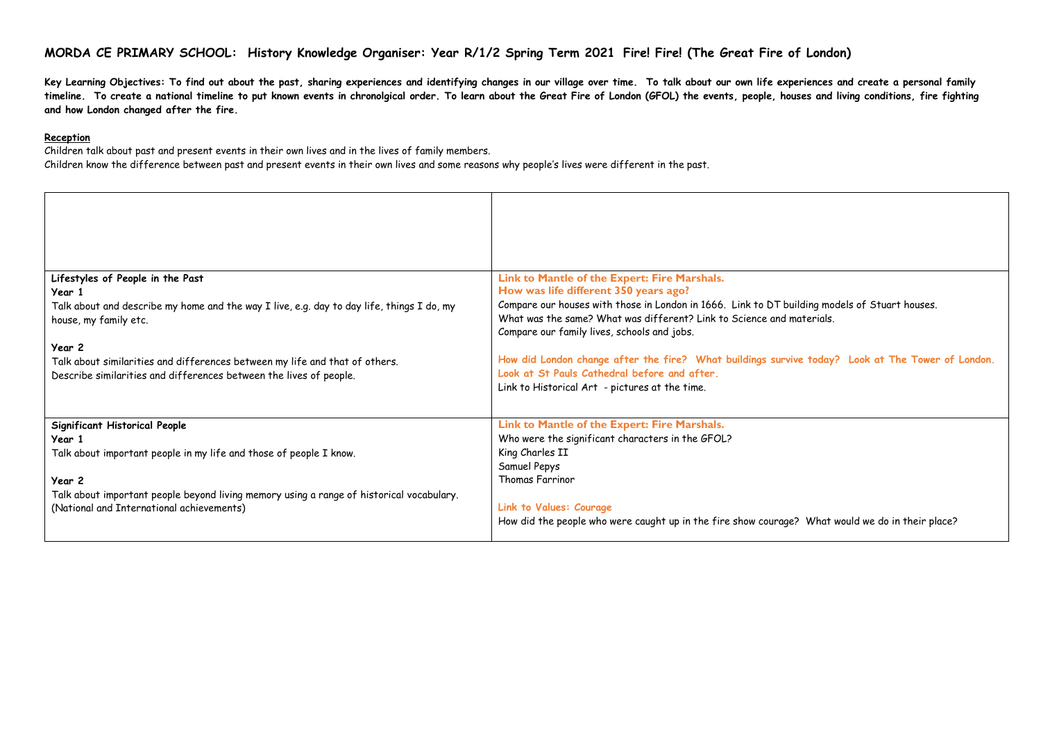# MORDA CE PRIMARY SCHOOL: History Knowledge Organiser: Year R/1/2 Spring Term 2021 Fire! Fire! (The Great Fire of London)

**Key Learning Objectives: To find out about the past, sharing experiences and identifying changes in our village over time. To talk about our own life experiences and create a personal family timeline. To create a national timeline to put known events in chronolgical order. To learn about the Great Fire of London (GFOL) the events, people, houses and living conditions, fire fighting and how London changed after the fire.**

**Reception**

Children talk about past and present events in their own lives and in the lives of family members.
Children know the difference between past and present events in their own lives and some reasons why people's lives were different in the past.

| | |
|---|---|
| | |
| **Lifestyles of People in the Past**<br>**Year 1**<br>Talk about and describe my home and the way I live, e.g. day to day life, things I do, my house, my family etc.<br><br>**Year 2**<br>Talk about similarities and differences between my life and that of others.<br>Describe similarities and differences between the lives of people. | **Link to Mantle of the Expert: Fire Marshals.**<br>**How was life different 350 years ago?**<br>Compare our houses with those in London in 1666. Link to DT building models of Stuart houses.<br>What was the same? What was different? Link to Science and materials.<br>Compare our family lives, schools and jobs.<br><br>**How did London change after the fire? What buildings survive today? Look at The Tower of London. Look at St Pauls Cathedral before and after.**<br>Link to Historical Art - pictures at the time. |
| **Significant Historical People**<br>**Year 1**<br>Talk about important people in my life and those of people I know.<br><br>**Year 2**<br>Talk about important people beyond living memory using a range of historical vocabulary. (National and International achievements) | **Link to Mantle of the Expert: Fire Marshals.**<br>Who were the significant characters in the GFOL?<br>King Charles II<br>Samuel Pepys<br>Thomas Farrinor<br><br>**Link to Values: Courage**<br>How did the people who were caught up in the fire show courage? What would we do in their place? |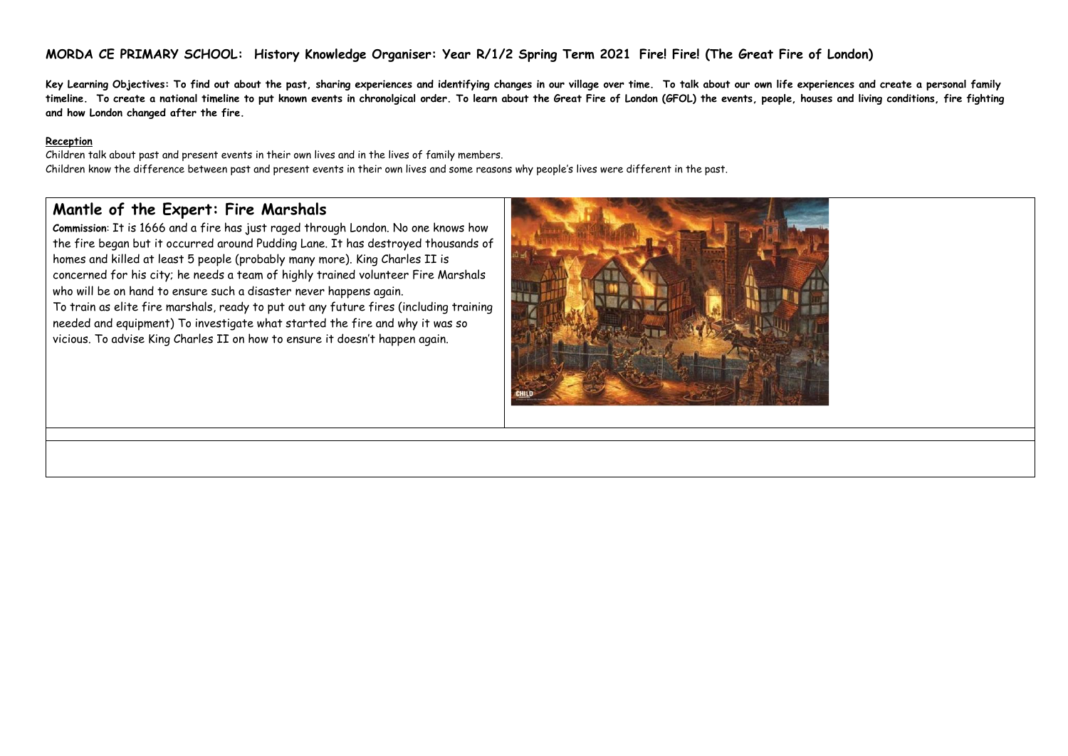# MORDA CE PRIMARY SCHOOL: History Knowledge Organiser: Year R/1/2 Spring Term 2021 Fire! Fire! (The Great Fire of London)

**Key Learning Objectives: To find out about the past, sharing experiences and identifying changes in our village over time. To talk about our own life experiences and create a personal family timeline. To create a national timeline to put known events in chronolgical order. To learn about the Great Fire of London (GFOL) the events, people, houses and living conditions, fire fighting and how London changed after the fire.**

**Reception**

Children talk about past and present events in their own lives and in the lives of family members.

Children know the difference between past and present events in their own lives and some reasons why people's lives were different in the past.

## Mantle of the Expert: Fire Marshals

**Commission**: It is 1666 and a fire has just raged through London. No one knows how the fire began but it occurred around Pudding Lane. It has destroyed thousands of homes and killed at least 5 people (probably many more). King Charles II is concerned for his city; he needs a team of highly trained volunteer Fire Marshals who will be on hand to ensure such a disaster never happens again.

To train as elite fire marshals, ready to put out any future fires (including training needed and equipment) To investigate what started the fire and why it was so vicious. To advise King Charles II on how to ensure it doesn't happen again.